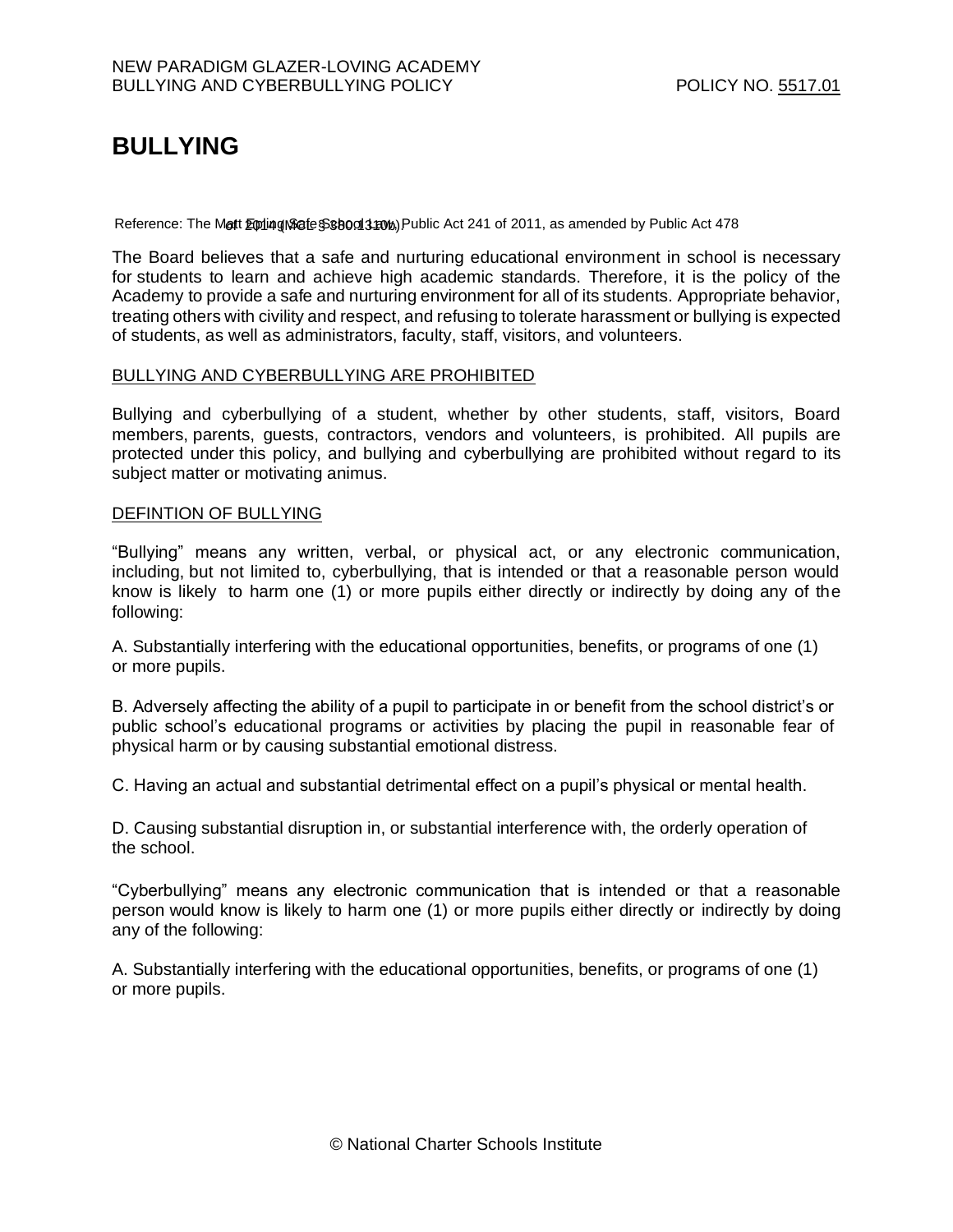NEW PARADIGM GLAZER-LOVING ACADEMY
BULLYING AND CYBERBULLYING POLICY POLICY NO. 5517.01

# BULLYING

Reference: The Matt Epling Safe School Law, Public Act 241 of 2011, as amended by Public Act 478 of 2014 (MCL 380.1310b)

The Board believes that a safe and nurturing educational environment in school is necessary for students to learn and achieve high academic standards. Therefore, it is the policy of the Academy to provide a safe and nurturing environment for all of its students. Appropriate behavior, treating others with civility and respect, and refusing to tolerate harassment or bullying is expected of students, as well as administrators, faculty, staff, visitors, and volunteers.

## BULLYING AND CYBERBULLYING ARE PROHIBITED

Bullying and cyberbullying of a student, whether by other students, staff, visitors, Board members, parents, guests, contractors, vendors and volunteers, is prohibited. All pupils are protected under this policy, and bullying and cyberbullying are prohibited without regard to its subject matter or motivating animus.

## DEFINTION OF BULLYING

"Bullying" means any written, verbal, or physical act, or any electronic communication, including, but not limited to, cyberbullying, that is intended or that a reasonable person would know is likely to harm one (1) or more pupils either directly or indirectly by doing any of the following:

A. Substantially interfering with the educational opportunities, benefits, or programs of one (1) or more pupils.

B. Adversely affecting the ability of a pupil to participate in or benefit from the school district's or public school's educational programs or activities by placing the pupil in reasonable fear of physical harm or by causing substantial emotional distress.

C. Having an actual and substantial detrimental effect on a pupil's physical or mental health.

D. Causing substantial disruption in, or substantial interference with, the orderly operation of the school.

"Cyberbullying" means any electronic communication that is intended or that a reasonable person would know is likely to harm one (1) or more pupils either directly or indirectly by doing any of the following:

A. Substantially interfering with the educational opportunities, benefits, or programs of one (1) or more pupils.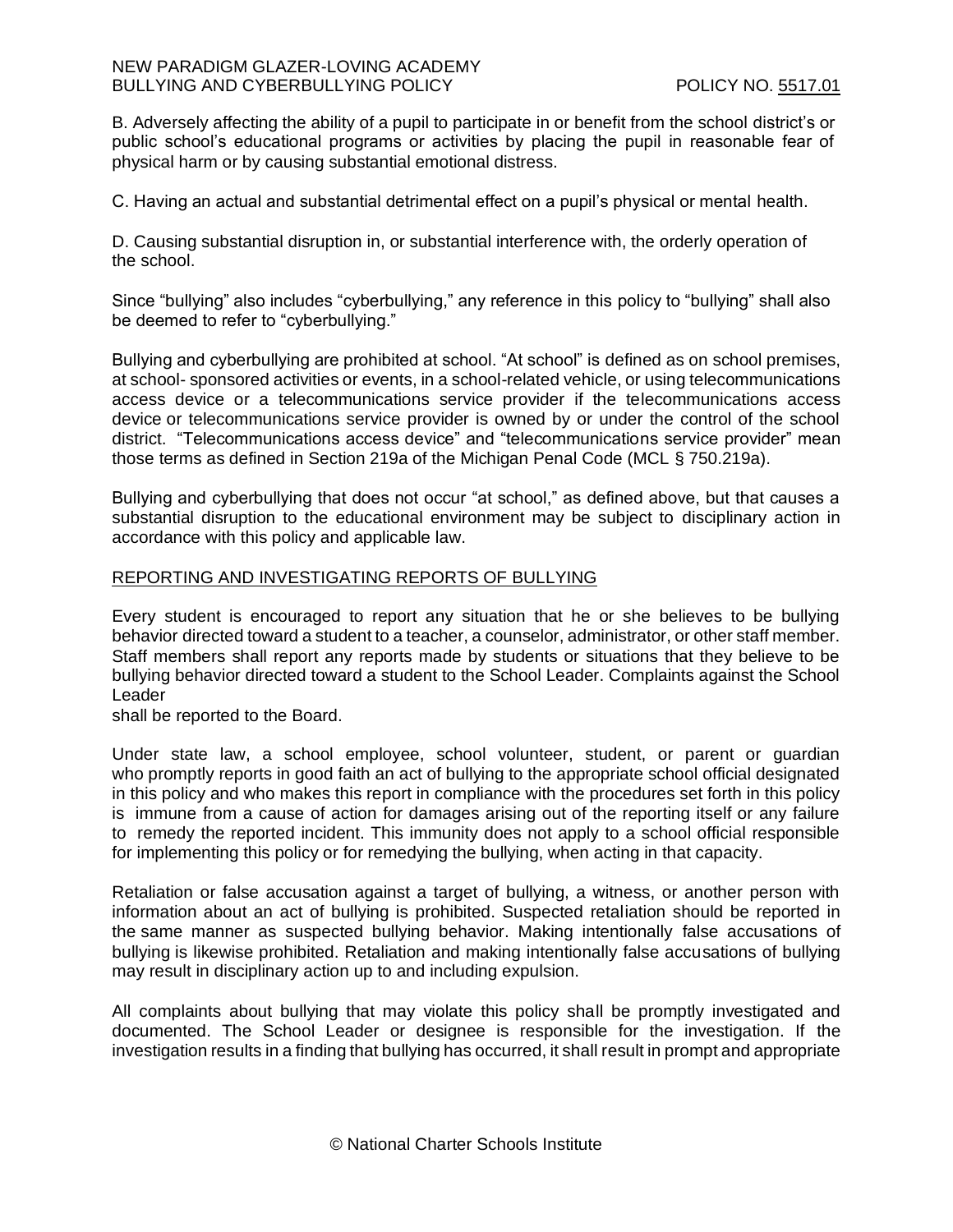B. Adversely affecting the ability of a pupil to participate in or benefit from the school district's or public school's educational programs or activities by placing the pupil in reasonable fear of physical harm or by causing substantial emotional distress.

C. Having an actual and substantial detrimental effect on a pupil's physical or mental health.

D. Causing substantial disruption in, or substantial interference with, the orderly operation of the school.

Since "bullying" also includes "cyberbullying," any reference in this policy to "bullying" shall also be deemed to refer to "cyberbullying."

Bullying and cyberbullying are prohibited at school. "At school" is defined as on school premises, at school- sponsored activities or events, in a school-related vehicle, or using telecommunications access device or a telecommunications service provider if the telecommunications access device or telecommunications service provider is owned by or under the control of the school district. "Telecommunications access device" and "telecommunications service provider" mean those terms as defined in Section 219a of the Michigan Penal Code (MCL § 750.219a).

Bullying and cyberbullying that does not occur "at school," as defined above, but that causes a substantial disruption to the educational environment may be subject to disciplinary action in accordance with this policy and applicable law.

## REPORTING AND INVESTIGATING REPORTS OF BULLYING

Every student is encouraged to report any situation that he or she believes to be bullying behavior directed toward a student to a teacher, a counselor, administrator, or other staff member. Staff members shall report any reports made by students or situations that they believe to be bullying behavior directed toward a student to the School Leader. Complaints against the School Leader shall be reported to the Board.

Under state law, a school employee, school volunteer, student, or parent or guardian who promptly reports in good faith an act of bullying to the appropriate school official designated in this policy and who makes this report in compliance with the procedures set forth in this policy is immune from a cause of action for damages arising out of the reporting itself or any failure to remedy the reported incident. This immunity does not apply to a school official responsible for implementing this policy or for remedying the bullying, when acting in that capacity.

Retaliation or false accusation against a target of bullying, a witness, or another person with information about an act of bullying is prohibited. Suspected retaliation should be reported in the same manner as suspected bullying behavior. Making intentionally false accusations of bullying is likewise prohibited. Retaliation and making intentionally false accusations of bullying may result in disciplinary action up to and including expulsion.

All complaints about bullying that may violate this policy shall be promptly investigated and documented. The School Leader or designee is responsible for the investigation. If the investigation results in a finding that bullying has occurred, it shall result in prompt and appropriate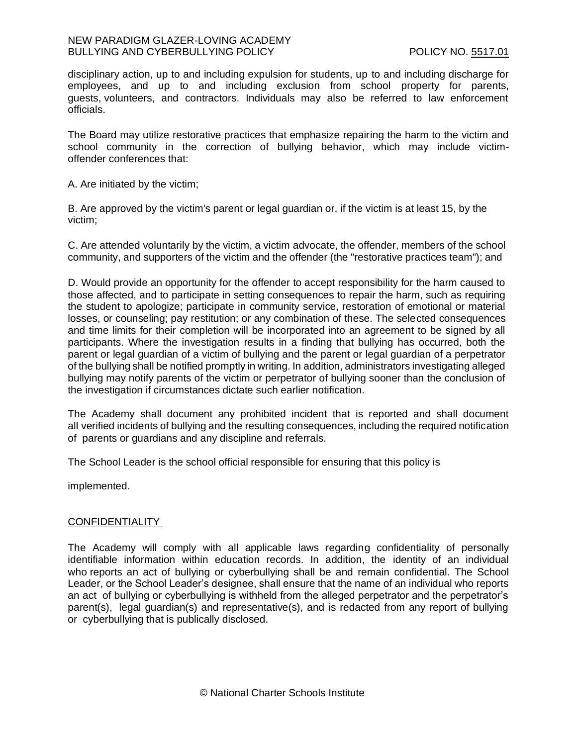disciplinary action, up to and including expulsion for students, up to and including discharge for employees, and up to and including exclusion from school property for parents, guests, volunteers, and contractors. Individuals may also be referred to law enforcement officials.

The Board may utilize restorative practices that emphasize repairing the harm to the victim and school community in the correction of bullying behavior, which may include victim-offender conferences that:

A. Are initiated by the victim;

B. Are approved by the victim's parent or legal guardian or, if the victim is at least 15, by the victim;

C. Are attended voluntarily by the victim, a victim advocate, the offender, members of the school community, and supporters of the victim and the offender (the "restorative practices team"); and

D. Would provide an opportunity for the offender to accept responsibility for the harm caused to those affected, and to participate in setting consequences to repair the harm, such as requiring the student to apologize; participate in community service, restoration of emotional or material losses, or counseling; pay restitution; or any combination of these. The selected consequences and time limits for their completion will be incorporated into an agreement to be signed by all participants. Where the investigation results in a finding that bullying has occurred, both the parent or legal guardian of a victim of bullying and the parent or legal guardian of a perpetrator of the bullying shall be notified promptly in writing. In addition, administrators investigating alleged bullying may notify parents of the victim or perpetrator of bullying sooner than the conclusion of the investigation if circumstances dictate such earlier notification.

The Academy shall document any prohibited incident that is reported and shall document all verified incidents of bullying and the resulting consequences, including the required notification of parents or guardians and any discipline and referrals.

The School Leader is the school official responsible for ensuring that this policy is

implemented.

## CONFIDENTIALITY

The Academy will comply with all applicable laws regarding confidentiality of personally identifiable information within education records. In addition, the identity of an individual who reports an act of bullying or cyberbullying shall be and remain confidential. The School Leader, or the School Leader's designee, shall ensure that the name of an individual who reports an act of bullying or cyberbullying is withheld from the alleged perpetrator and the perpetrator's parent(s), legal guardian(s) and representative(s), and is redacted from any report of bullying or cyberbullying that is publically disclosed.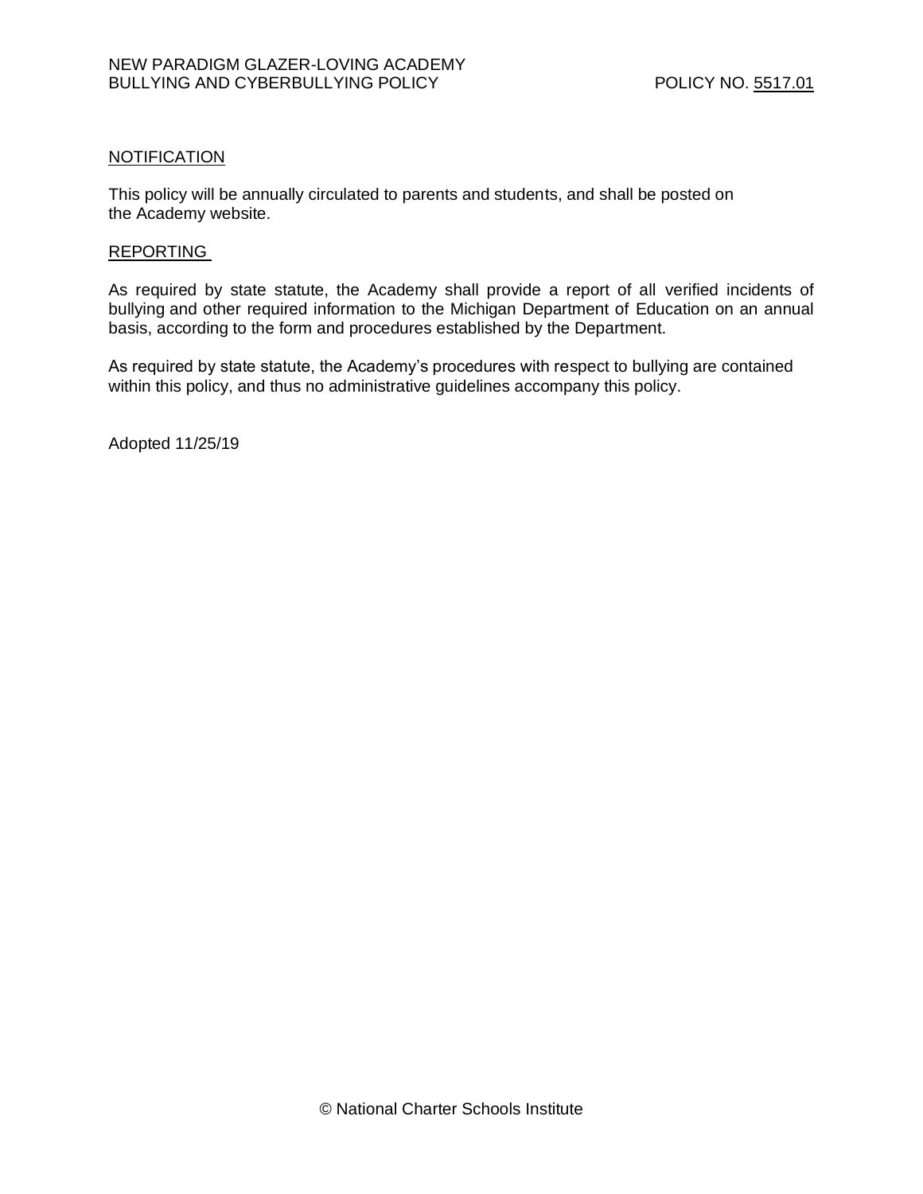## NOTIFICATION

This policy will be annually circulated to parents and students, and shall be posted on the Academy website.

## REPORTING

As required by state statute, the Academy shall provide a report of all verified incidents of bullying and other required information to the Michigan Department of Education on an annual basis, according to the form and procedures established by the Department.

As required by state statute, the Academy's procedures with respect to bullying are contained within this policy, and thus no administrative guidelines accompany this policy.

Adopted 11/25/19